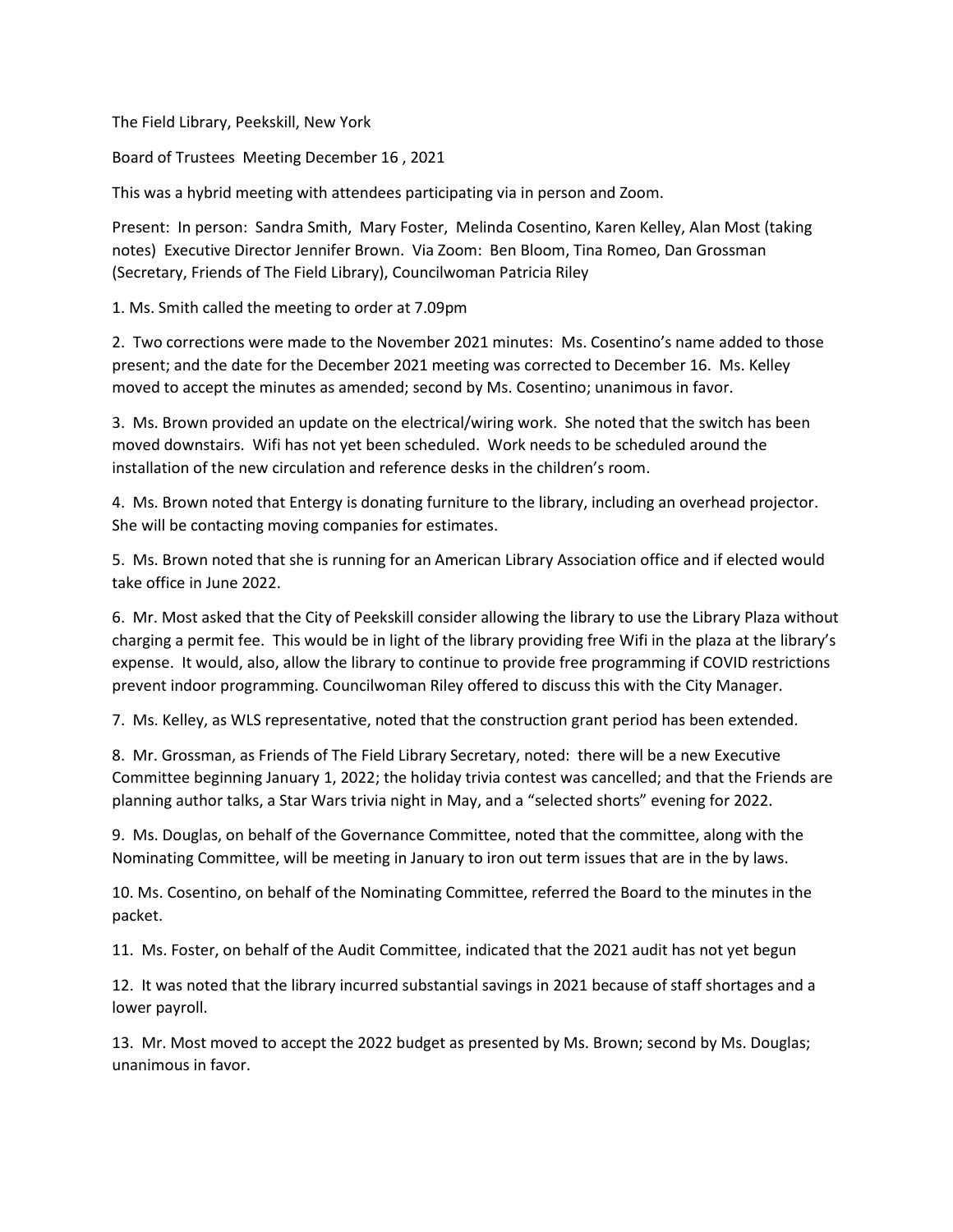The Field Library, Peekskill, New York

Board of Trustees Meeting December 16 , 2021

This was a hybrid meeting with attendees participating via in person and Zoom.

Present: In person: Sandra Smith, Mary Foster, Melinda Cosentino, Karen Kelley, Alan Most (taking notes) Executive Director Jennifer Brown. Via Zoom: Ben Bloom, Tina Romeo, Dan Grossman (Secretary, Friends of The Field Library), Councilwoman Patricia Riley

1. Ms. Smith called the meeting to order at 7.09pm

2. Two corrections were made to the November 2021 minutes: Ms. Cosentino's name added to those present; and the date for the December 2021 meeting was corrected to December 16. Ms. Kelley moved to accept the minutes as amended; second by Ms. Cosentino; unanimous in favor.

3. Ms. Brown provided an update on the electrical/wiring work. She noted that the switch has been moved downstairs. Wifi has not yet been scheduled. Work needs to be scheduled around the installation of the new circulation and reference desks in the children's room.

4. Ms. Brown noted that Entergy is donating furniture to the library, including an overhead projector. She will be contacting moving companies for estimates.

5. Ms. Brown noted that she is running for an American Library Association office and if elected would take office in June 2022.

6. Mr. Most asked that the City of Peekskill consider allowing the library to use the Library Plaza without charging a permit fee. This would be in light of the library providing free Wifi in the plaza at the library's expense. It would, also, allow the library to continue to provide free programming if COVID restrictions prevent indoor programming. Councilwoman Riley offered to discuss this with the City Manager.

7. Ms. Kelley, as WLS representative, noted that the construction grant period has been extended.

8. Mr. Grossman, as Friends of The Field Library Secretary, noted: there will be a new Executive Committee beginning January 1, 2022; the holiday trivia contest was cancelled; and that the Friends are planning author talks, a Star Wars trivia night in May, and a "selected shorts" evening for 2022.

9. Ms. Douglas, on behalf of the Governance Committee, noted that the committee, along with the Nominating Committee, will be meeting in January to iron out term issues that are in the by laws.

10. Ms. Cosentino, on behalf of the Nominating Committee, referred the Board to the minutes in the packet.

11. Ms. Foster, on behalf of the Audit Committee, indicated that the 2021 audit has not yet begun

12. It was noted that the library incurred substantial savings in 2021 because of staff shortages and a lower payroll.

13. Mr. Most moved to accept the 2022 budget as presented by Ms. Brown; second by Ms. Douglas; unanimous in favor.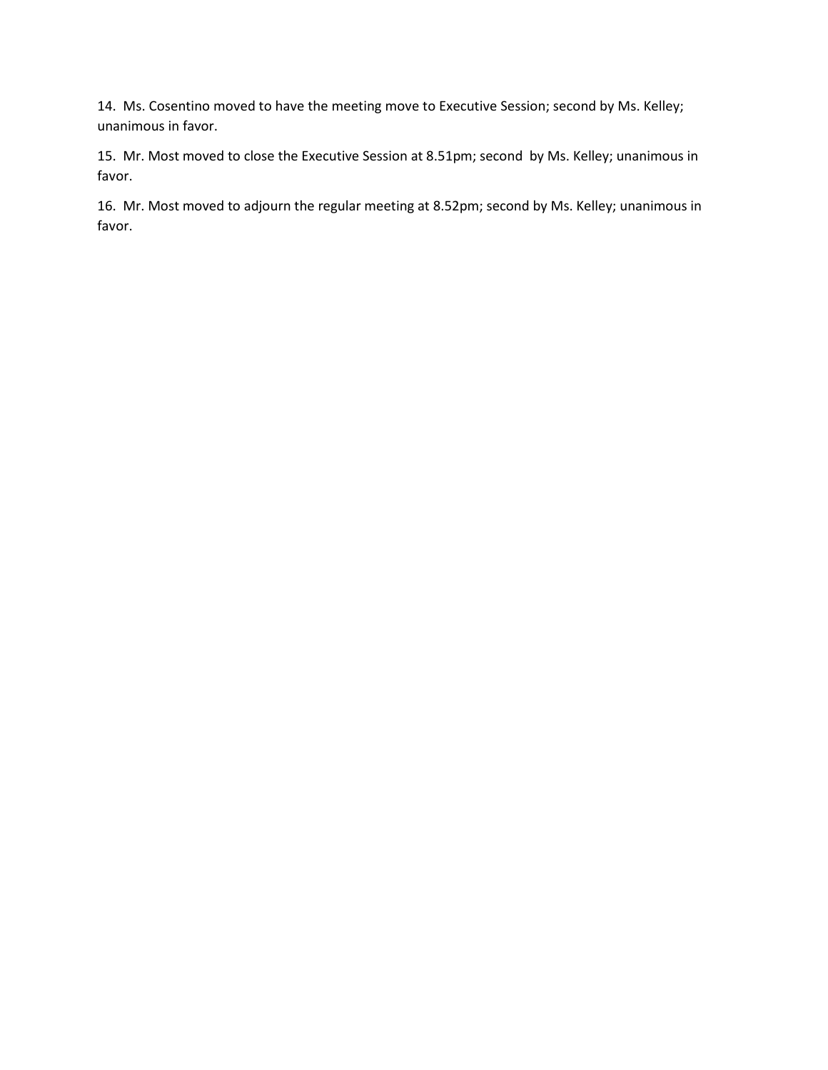14. Ms. Cosentino moved to have the meeting move to Executive Session; second by Ms. Kelley; unanimous in favor.

15. Mr. Most moved to close the Executive Session at 8.51pm; second by Ms. Kelley; unanimous in favor.

16. Mr. Most moved to adjourn the regular meeting at 8.52pm; second by Ms. Kelley; unanimous in favor.